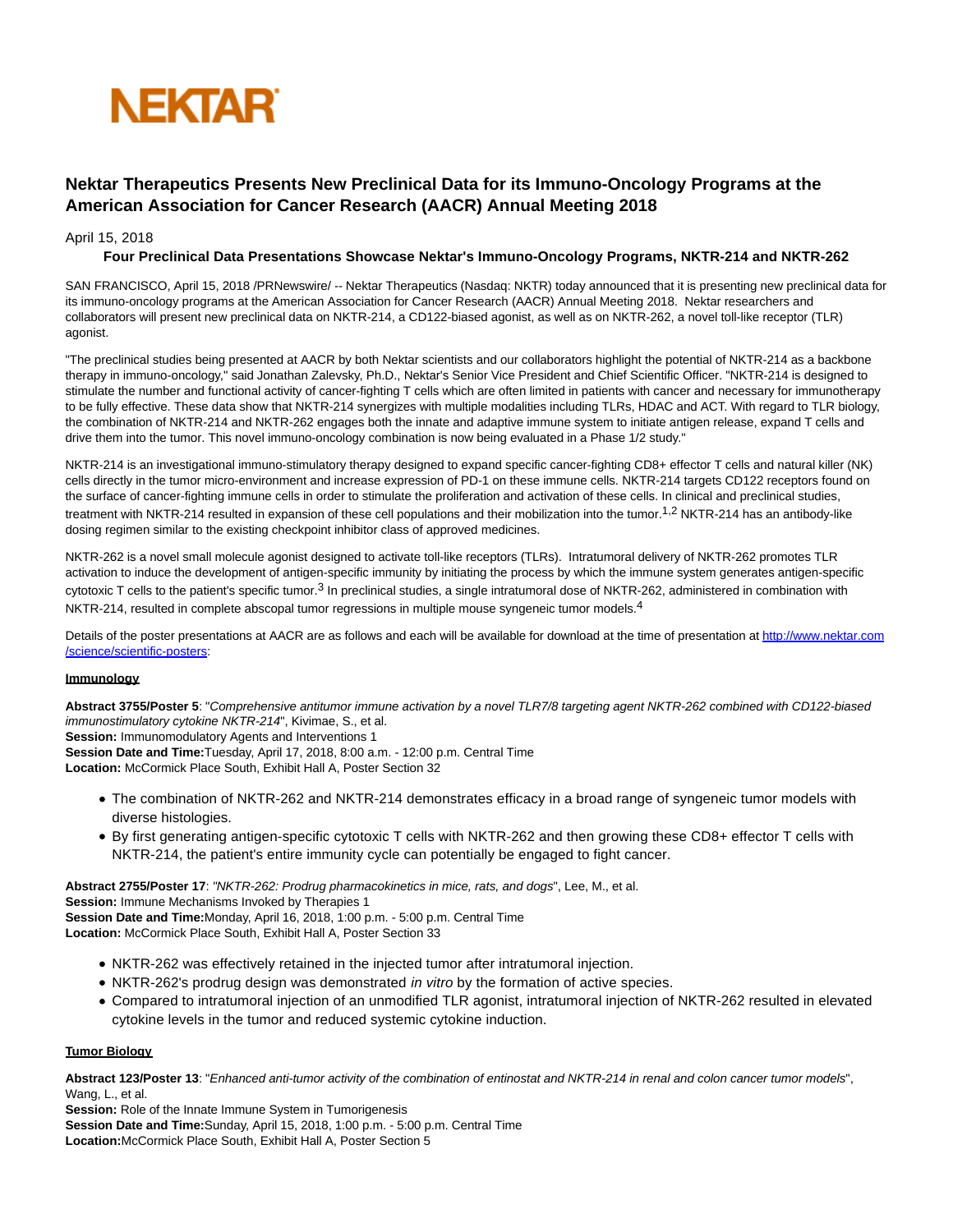NEKTAR

# Nektar Therapeutics Presents New Preclinical Data for its Immuno-Oncology Programs at the American Association for Cancer Research (AACR) Annual Meeting 2018

April 15, 2018

### Four Preclinical Data Presentations Showcase Nektar's Immuno-Oncology Programs, NKTR-214 and NKTR-262

SAN FRANCISCO, April 15, 2018 /PRNewswire/ -- Nektar Therapeutics (Nasdaq: NKTR) today announced that it is presenting new preclinical data for its immuno-oncology programs at the American Association for Cancer Research (AACR) Annual Meeting 2018. Nektar researchers and collaborators will present new preclinical data on NKTR-214, a CD122-biased agonist, as well as on NKTR-262, a novel toll-like receptor (TLR) agonist.

"The preclinical studies being presented at AACR by both Nektar scientists and our collaborators highlight the potential of NKTR-214 as a backbone therapy in immuno-oncology," said Jonathan Zalevsky, Ph.D., Nektar's Senior Vice President and Chief Scientific Officer. "NKTR-214 is designed to stimulate the number and functional activity of cancer-fighting T cells which are often limited in patients with cancer and necessary for immunotherapy to be fully effective. These data show that NKTR-214 synergizes with multiple modalities including TLRs, HDAC and ACT. With regard to TLR biology, the combination of NKTR-214 and NKTR-262 engages both the innate and adaptive immune system to initiate antigen release, expand T cells and drive them into the tumor. This novel immuno-oncology combination is now being evaluated in a Phase 1/2 study."

NKTR-214 is an investigational immuno-stimulatory therapy designed to expand specific cancer-fighting CD8+ effector T cells and natural killer (NK) cells directly in the tumor micro-environment and increase expression of PD-1 on these immune cells. NKTR-214 targets CD122 receptors found on the surface of cancer-fighting immune cells in order to stimulate the proliferation and activation of these cells. In clinical and preclinical studies, treatment with NKTR-214 resulted in expansion of these cell populations and their mobilization into the tumor.[1,2] NKTR-214 has an antibody-like dosing regimen similar to the existing checkpoint inhibitor class of approved medicines.

NKTR-262 is a novel small molecule agonist designed to activate toll-like receptors (TLRs). Intratumoral delivery of NKTR-262 promotes TLR activation to induce the development of antigen-specific immunity by initiating the process by which the immune system generates antigen-specific cytotoxic T cells to the patient's specific tumor.[3] In preclinical studies, a single intratumoral dose of NKTR-262, administered in combination with NKTR-214, resulted in complete abscopal tumor regressions in multiple mouse syngeneic tumor models.[4]

Details of the poster presentations at AACR are as follows and each will be available for download at the time of presentation at http://www.nektar.com/science/scientific-posters:

**Immunology**

**Abstract 3755/Poster 5**: "*Comprehensive antitumor immune activation by a novel TLR7/8 targeting agent NKTR-262 combined with CD122-biased immunostimulatory cytokine NKTR-214*", Kivimae, S., et al.
**Session:** Immunomodulatory Agents and Interventions 1
**Session Date and Time:** Tuesday, April 17, 2018, 8:00 a.m. - 12:00 p.m. Central Time
**Location:** McCormick Place South, Exhibit Hall A, Poster Section 32

- The combination of NKTR-262 and NKTR-214 demonstrates efficacy in a broad range of syngeneic tumor models with diverse histologies.
- By first generating antigen-specific cytotoxic T cells with NKTR-262 and then growing these CD8+ effector T cells with NKTR-214, the patient's entire immunity cycle can potentially be engaged to fight cancer.

**Abstract 2755/Poster 17**: "*NKTR-262: Prodrug pharmacokinetics in mice, rats, and dogs*", Lee, M., et al.
**Session:** Immune Mechanisms Invoked by Therapies 1
**Session Date and Time:** Monday, April 16, 2018, 1:00 p.m. - 5:00 p.m. Central Time
**Location:** McCormick Place South, Exhibit Hall A, Poster Section 33

- NKTR-262 was effectively retained in the injected tumor after intratumoral injection.
- NKTR-262's prodrug design was demonstrated *in vitro* by the formation of active species.
- Compared to intratumoral injection of an unmodified TLR agonist, intratumoral injection of NKTR-262 resulted in elevated cytokine levels in the tumor and reduced systemic cytokine induction.

**Tumor Biology**

**Abstract 123/Poster 13**: "*Enhanced anti-tumor activity of the combination of entinostat and NKTR-214 in renal and colon cancer tumor models*", Wang, L., et al.
**Session:** Role of the Innate Immune System in Tumorigenesis
**Session Date and Time:** Sunday, April 15, 2018, 1:00 p.m. - 5:00 p.m. Central Time
**Location:** McCormick Place South, Exhibit Hall A, Poster Section 5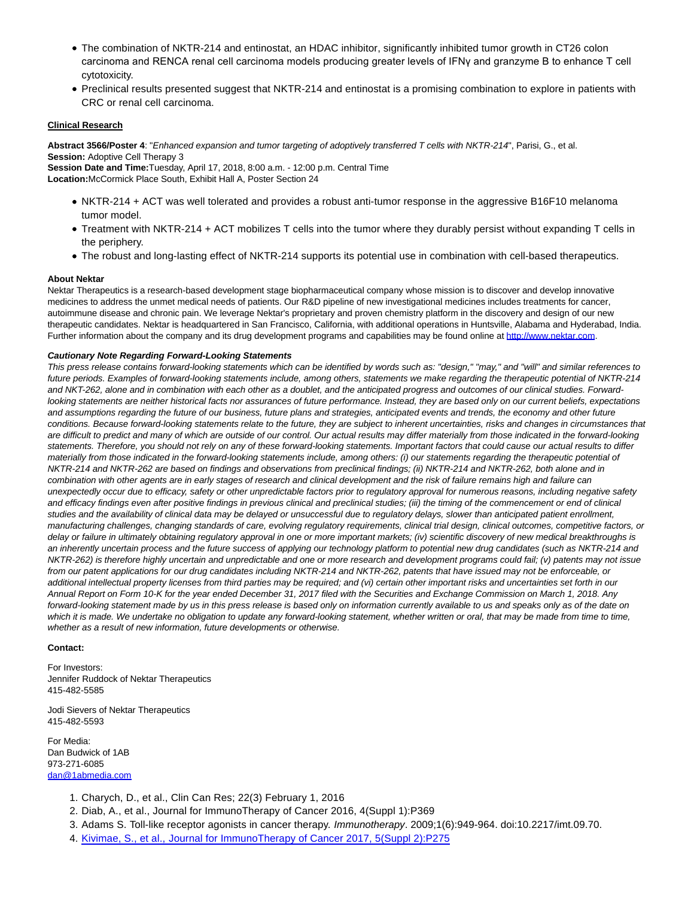- The combination of NKTR-214 and entinostat, an HDAC inhibitor, significantly inhibited tumor growth in CT26 colon carcinoma and RENCA renal cell carcinoma models producing greater levels of IFNγ and granzyme B to enhance T cell cytotoxicity.
- Preclinical results presented suggest that NKTR-214 and entinostat is a promising combination to explore in patients with CRC or renal cell carcinoma.

**Clinical Research**

**Abstract 3566/Poster 4**: "*Enhanced expansion and tumor targeting of adoptively transferred T cells with NKTR-214*", Parisi, G., et al.
**Session:** Adoptive Cell Therapy 3
**Session Date and Time:**Tuesday, April 17, 2018, 8:00 a.m. - 12:00 p.m. Central Time
**Location:**McCormick Place South, Exhibit Hall A, Poster Section 24

- NKTR-214 + ACT was well tolerated and provides a robust anti-tumor response in the aggressive B16F10 melanoma tumor model.
- Treatment with NKTR-214 + ACT mobilizes T cells into the tumor where they durably persist without expanding T cells in the periphery.
- The robust and long-lasting effect of NKTR-214 supports its potential use in combination with cell-based therapeutics.

**About Nektar**
Nektar Therapeutics is a research-based development stage biopharmaceutical company whose mission is to discover and develop innovative medicines to address the unmet medical needs of patients. Our R&D pipeline of new investigational medicines includes treatments for cancer, autoimmune disease and chronic pain. We leverage Nektar's proprietary and proven chemistry platform in the discovery and design of our new therapeutic candidates. Nektar is headquartered in San Francisco, California, with additional operations in Huntsville, Alabama and Hyderabad, India. Further information about the company and its drug development programs and capabilities may be found online at [http://www.nektar.com](http://www.nektar.com).

***Cautionary Note Regarding Forward-Looking Statements***
*This press release contains forward-looking statements which can be identified by words such as: "design," "may," and "will" and similar references to future periods. Examples of forward-looking statements include, among others, statements we make regarding the therapeutic potential of NKTR-214 and NKT-262, alone and in combination with each other as a doublet, and the anticipated progress and outcomes of our clinical studies. Forward-looking statements are neither historical facts nor assurances of future performance. Instead, they are based only on our current beliefs, expectations and assumptions regarding the future of our business, future plans and strategies, anticipated events and trends, the economy and other future conditions. Because forward-looking statements relate to the future, they are subject to inherent uncertainties, risks and changes in circumstances that are difficult to predict and many of which are outside of our control. Our actual results may differ materially from those indicated in the forward-looking statements. Therefore, you should not rely on any of these forward-looking statements. Important factors that could cause our actual results to differ materially from those indicated in the forward-looking statements include, among others: (i) our statements regarding the therapeutic potential of NKTR-214 and NKTR-262 are based on findings and observations from preclinical findings; (ii) NKTR-214 and NKTR-262, both alone and in combination with other agents are in early stages of research and clinical development and the risk of failure remains high and failure can unexpectedly occur due to efficacy, safety or other unpredictable factors prior to regulatory approval for numerous reasons, including negative safety and efficacy findings even after positive findings in previous clinical and preclinical studies; (iii) the timing of the commencement or end of clinical studies and the availability of clinical data may be delayed or unsuccessful due to regulatory delays, slower than anticipated patient enrollment, manufacturing challenges, changing standards of care, evolving regulatory requirements, clinical trial design, clinical outcomes, competitive factors, or delay or failure in ultimately obtaining regulatory approval in one or more important markets; (iv) scientific discovery of new medical breakthroughs is an inherently uncertain process and the future success of applying our technology platform to potential new drug candidates (such as NKTR-214 and NKTR-262) is therefore highly uncertain and unpredictable and one or more research and development programs could fail; (v) patents may not issue from our patent applications for our drug candidates including NKTR-214 and NKTR-262, patents that have issued may not be enforceable, or additional intellectual property licenses from third parties may be required; and (vi) certain other important risks and uncertainties set forth in our Annual Report on Form 10-K for the year ended December 31, 2017 filed with the Securities and Exchange Commission on March 1, 2018. Any forward-looking statement made by us in this press release is based only on information currently available to us and speaks only as of the date on which it is made. We undertake no obligation to update any forward-looking statement, whether written or oral, that may be made from time to time, whether as a result of new information, future developments or otherwise.*

**Contact:**

For Investors:
Jennifer Ruddock of Nektar Therapeutics
415-482-5585

Jodi Sievers of Nektar Therapeutics
415-482-5593

For Media:
Dan Budwick of 1AB
973-271-6085
[dan@1abmedia.com](mailto:dan@1abmedia.com)

1. Charych, D., et al., Clin Can Res; 22(3) February 1, 2016
2. Diab, A., et al., Journal for ImmunoTherapy of Cancer 2016, 4(Suppl 1):P369
3. Adams S. Toll-like receptor agonists in cancer therapy. *Immunotherapy*. 2009;1(6):949-964. doi:10.2217/imt.09.70.
4. Kivimae, S., et al., Journal for ImmunoTherapy of Cancer 2017, 5(Suppl 2):P275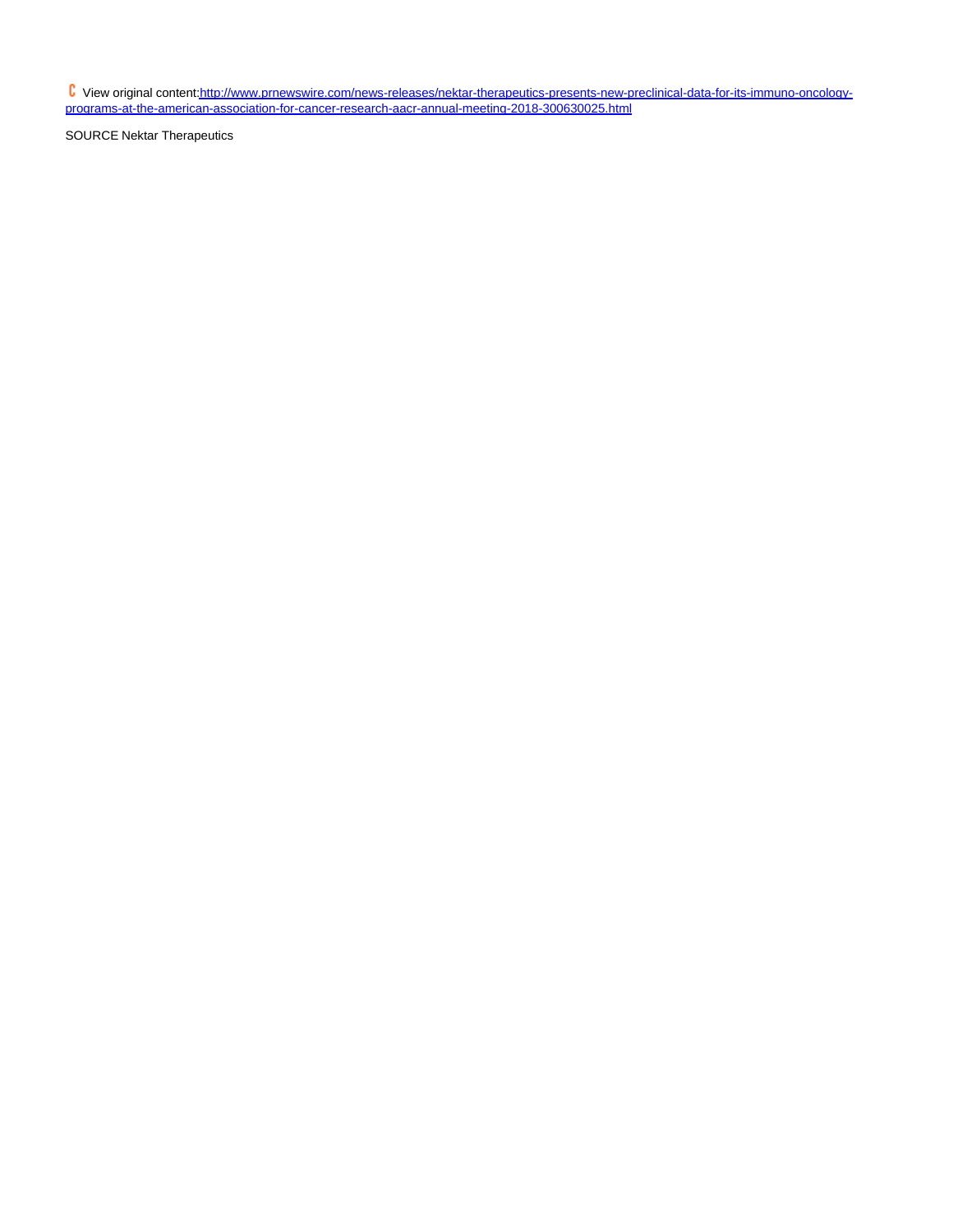View original content:[http://www.prnewswire.com/news-releases/nektar-therapeutics-presents-new-preclinical-data-for-its-immuno-oncology-programs-at-the-american-association-for-cancer-research-aacr-annual-meeting-2018-300630025.html](http://www.prnewswire.com/news-releases/nektar-therapeutics-presents-new-preclinical-data-for-its-immuno-oncology-programs-at-the-american-association-for-cancer-research-aacr-annual-meeting-2018-300630025.html)

SOURCE Nektar Therapeutics